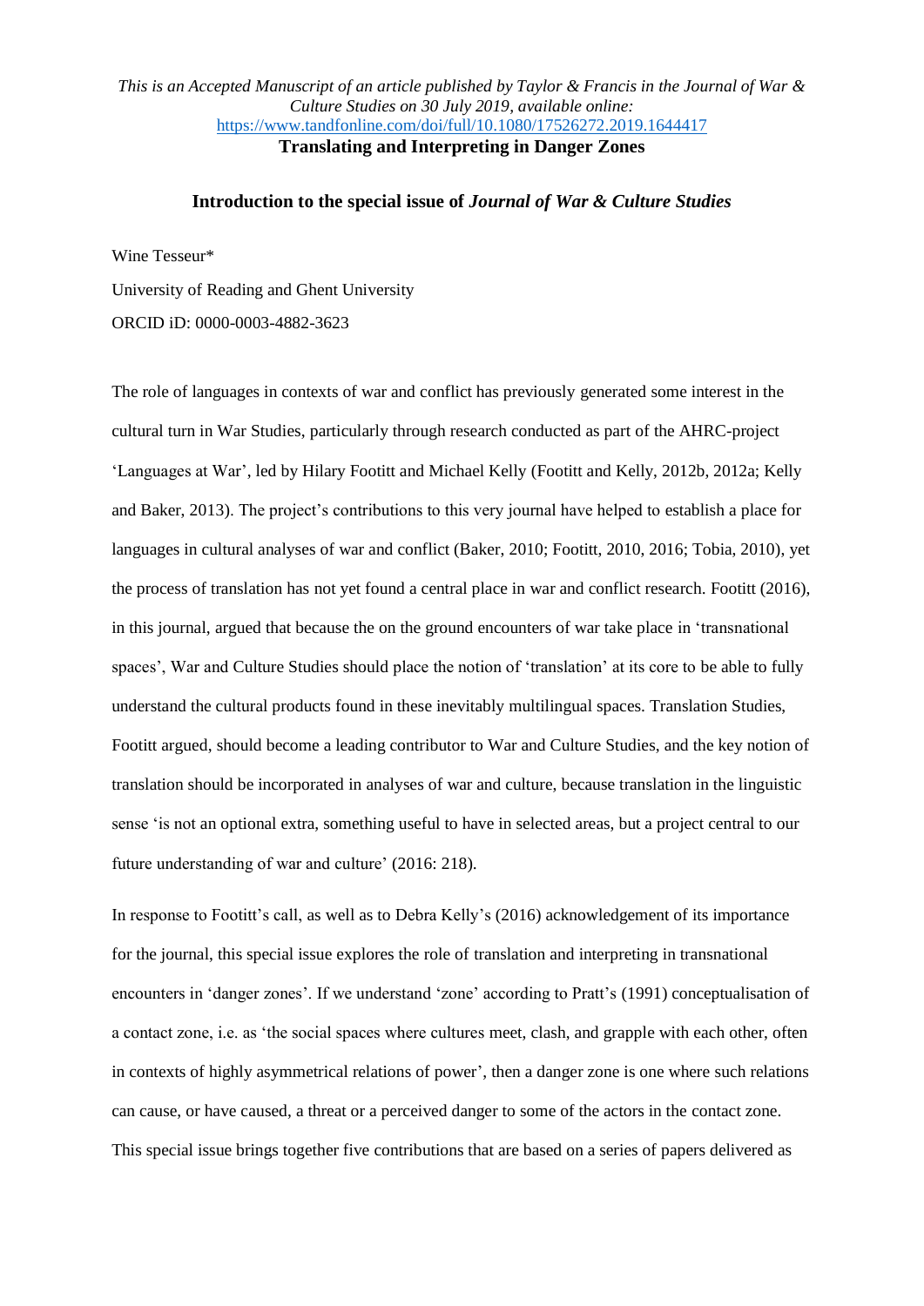*This is an Accepted Manuscript of an article published by Taylor & Francis in the Journal of War & Culture Studies on 30 July 2019, available online:* https://www.tandfonline.com/doi/full/10.1080/17526272.2019.1644417

# Translating and Interpreting in Danger Zones

## Introduction to the special issue of *Journal of War & Culture Studies*

Wine Tesseur*

University of Reading and Ghent University

ORCID iD: 0000-0003-4882-3623

The role of languages in contexts of war and conflict has previously generated some interest in the cultural turn in War Studies, particularly through research conducted as part of the AHRC-project 'Languages at War', led by Hilary Footitt and Michael Kelly (Footitt and Kelly, 2012b, 2012a; Kelly and Baker, 2013). The project's contributions to this very journal have helped to establish a place for languages in cultural analyses of war and conflict (Baker, 2010; Footitt, 2010, 2016; Tobia, 2010), yet the process of translation has not yet found a central place in war and conflict research. Footitt (2016), in this journal, argued that because the on the ground encounters of war take place in 'transnational spaces', War and Culture Studies should place the notion of 'translation' at its core to be able to fully understand the cultural products found in these inevitably multilingual spaces. Translation Studies, Footitt argued, should become a leading contributor to War and Culture Studies, and the key notion of translation should be incorporated in analyses of war and culture, because translation in the linguistic sense 'is not an optional extra, something useful to have in selected areas, but a project central to our future understanding of war and culture' (2016: 218).

In response to Footitt's call, as well as to Debra Kelly's (2016) acknowledgement of its importance for the journal, this special issue explores the role of translation and interpreting in transnational encounters in 'danger zones'. If we understand 'zone' according to Pratt's (1991) conceptualisation of a contact zone, i.e. as 'the social spaces where cultures meet, clash, and grapple with each other, often in contexts of highly asymmetrical relations of power', then a danger zone is one where such relations can cause, or have caused, a threat or a perceived danger to some of the actors in the contact zone. This special issue brings together five contributions that are based on a series of papers delivered as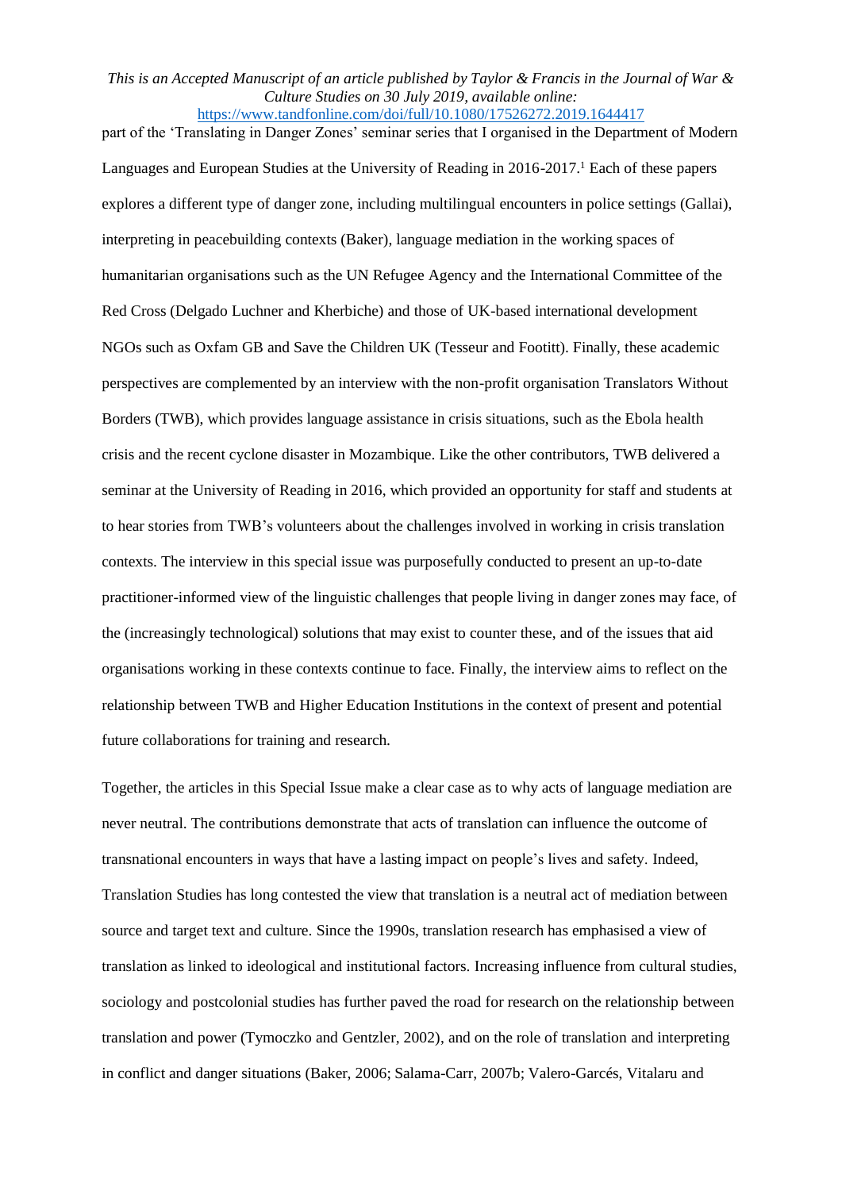part of the 'Translating in Danger Zones' seminar series that I organised in the Department of Modern Languages and European Studies at the University of Reading in 2016-2017.[1] Each of these papers explores a different type of danger zone, including multilingual encounters in police settings (Gallai), interpreting in peacebuilding contexts (Baker), language mediation in the working spaces of humanitarian organisations such as the UN Refugee Agency and the International Committee of the Red Cross (Delgado Luchner and Kherbiche) and those of UK-based international development NGOs such as Oxfam GB and Save the Children UK (Tesseur and Footitt). Finally, these academic perspectives are complemented by an interview with the non-profit organisation Translators Without Borders (TWB), which provides language assistance in crisis situations, such as the Ebola health crisis and the recent cyclone disaster in Mozambique. Like the other contributors, TWB delivered a seminar at the University of Reading in 2016, which provided an opportunity for staff and students at to hear stories from TWB's volunteers about the challenges involved in working in crisis translation contexts. The interview in this special issue was purposefully conducted to present an up-to-date practitioner-informed view of the linguistic challenges that people living in danger zones may face, of the (increasingly technological) solutions that may exist to counter these, and of the issues that aid organisations working in these contexts continue to face. Finally, the interview aims to reflect on the relationship between TWB and Higher Education Institutions in the context of present and potential future collaborations for training and research.

Together, the articles in this Special Issue make a clear case as to why acts of language mediation are never neutral. The contributions demonstrate that acts of translation can influence the outcome of transnational encounters in ways that have a lasting impact on people's lives and safety. Indeed, Translation Studies has long contested the view that translation is a neutral act of mediation between source and target text and culture. Since the 1990s, translation research has emphasised a view of translation as linked to ideological and institutional factors. Increasing influence from cultural studies, sociology and postcolonial studies has further paved the road for research on the relationship between translation and power (Tymoczko and Gentzler, 2002), and on the role of translation and interpreting in conflict and danger situations (Baker, 2006; Salama-Carr, 2007b; Valero-Garcés, Vitalaru and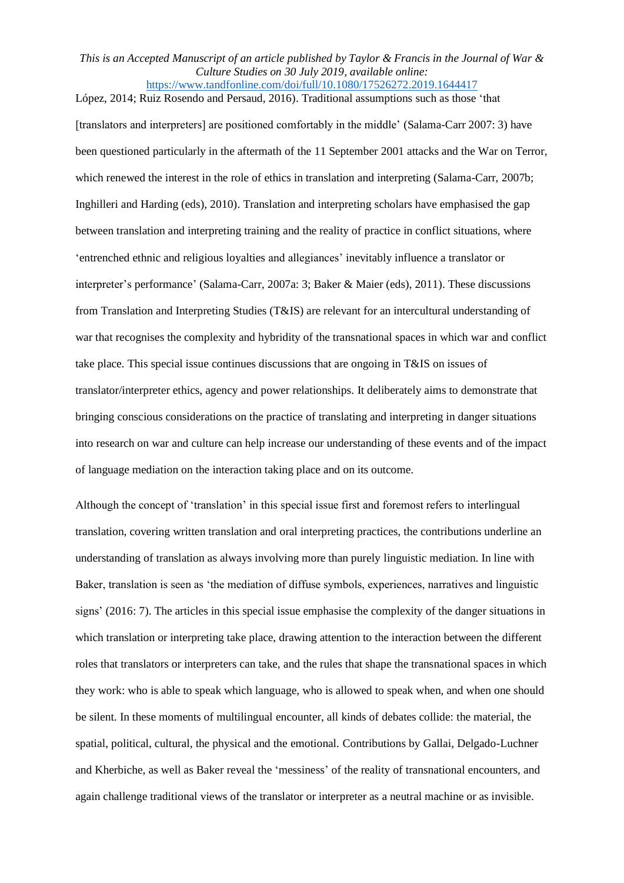López, 2014; Ruiz Rosendo and Persaud, 2016). Traditional assumptions such as those 'that [translators and interpreters] are positioned comfortably in the middle' (Salama-Carr 2007: 3) have been questioned particularly in the aftermath of the 11 September 2001 attacks and the War on Terror, which renewed the interest in the role of ethics in translation and interpreting (Salama-Carr, 2007b; Inghilleri and Harding (eds), 2010). Translation and interpreting scholars have emphasised the gap between translation and interpreting training and the reality of practice in conflict situations, where 'entrenched ethnic and religious loyalties and allegiances' inevitably influence a translator or interpreter's performance' (Salama-Carr, 2007a: 3; Baker & Maier (eds), 2011). These discussions from Translation and Interpreting Studies (T&IS) are relevant for an intercultural understanding of war that recognises the complexity and hybridity of the transnational spaces in which war and conflict take place. This special issue continues discussions that are ongoing in T&IS on issues of translator/interpreter ethics, agency and power relationships. It deliberately aims to demonstrate that bringing conscious considerations on the practice of translating and interpreting in danger situations into research on war and culture can help increase our understanding of these events and of the impact of language mediation on the interaction taking place and on its outcome.

Although the concept of 'translation' in this special issue first and foremost refers to interlingual translation, covering written translation and oral interpreting practices, the contributions underline an understanding of translation as always involving more than purely linguistic mediation. In line with Baker, translation is seen as 'the mediation of diffuse symbols, experiences, narratives and linguistic signs' (2016: 7). The articles in this special issue emphasise the complexity of the danger situations in which translation or interpreting take place, drawing attention to the interaction between the different roles that translators or interpreters can take, and the rules that shape the transnational spaces in which they work: who is able to speak which language, who is allowed to speak when, and when one should be silent. In these moments of multilingual encounter, all kinds of debates collide: the material, the spatial, political, cultural, the physical and the emotional. Contributions by Gallai, Delgado-Luchner and Kherbiche, as well as Baker reveal the 'messiness' of the reality of transnational encounters, and again challenge traditional views of the translator or interpreter as a neutral machine or as invisible.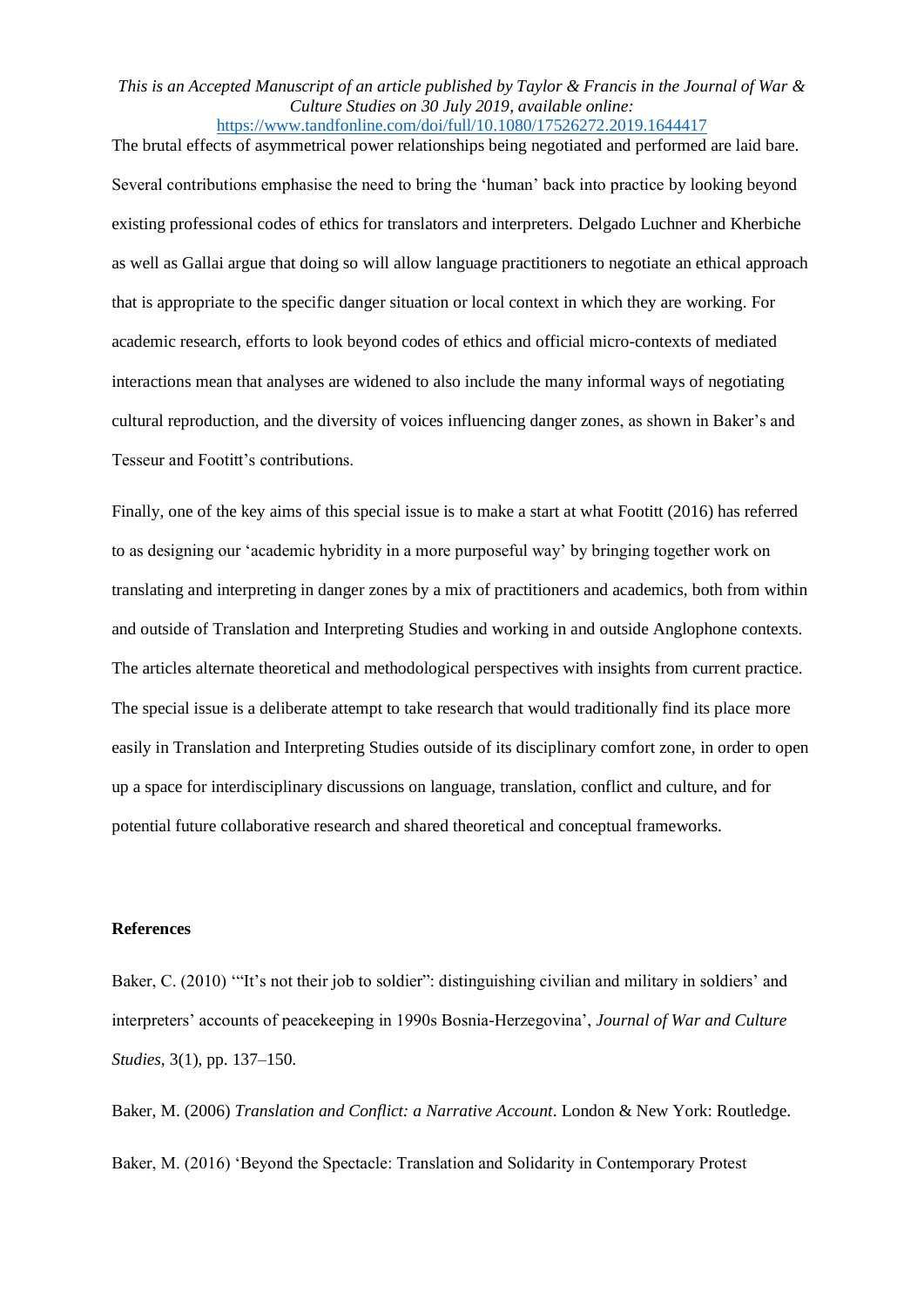The brutal effects of asymmetrical power relationships being negotiated and performed are laid bare. Several contributions emphasise the need to bring the 'human' back into practice by looking beyond existing professional codes of ethics for translators and interpreters. Delgado Luchner and Kherbiche as well as Gallai argue that doing so will allow language practitioners to negotiate an ethical approach that is appropriate to the specific danger situation or local context in which they are working. For academic research, efforts to look beyond codes of ethics and official micro-contexts of mediated interactions mean that analyses are widened to also include the many informal ways of negotiating cultural reproduction, and the diversity of voices influencing danger zones, as shown in Baker's and Tesseur and Footitt's contributions.

Finally, one of the key aims of this special issue is to make a start at what Footitt (2016) has referred to as designing our 'academic hybridity in a more purposeful way' by bringing together work on translating and interpreting in danger zones by a mix of practitioners and academics, both from within and outside of Translation and Interpreting Studies and working in and outside Anglophone contexts. The articles alternate theoretical and methodological perspectives with insights from current practice. The special issue is a deliberate attempt to take research that would traditionally find its place more easily in Translation and Interpreting Studies outside of its disciplinary comfort zone, in order to open up a space for interdisciplinary discussions on language, translation, conflict and culture, and for potential future collaborative research and shared theoretical and conceptual frameworks.

**References**

Baker, C. (2010) '"It's not their job to soldier": distinguishing civilian and military in soldiers' and interpreters' accounts of peacekeeping in 1990s Bosnia-Herzegovina', *Journal of War and Culture Studies*, 3(1), pp. 137–150.

Baker, M. (2006) *Translation and Conflict: a Narrative Account*. London & New York: Routledge.

Baker, M. (2016) 'Beyond the Spectacle: Translation and Solidarity in Contemporary Protest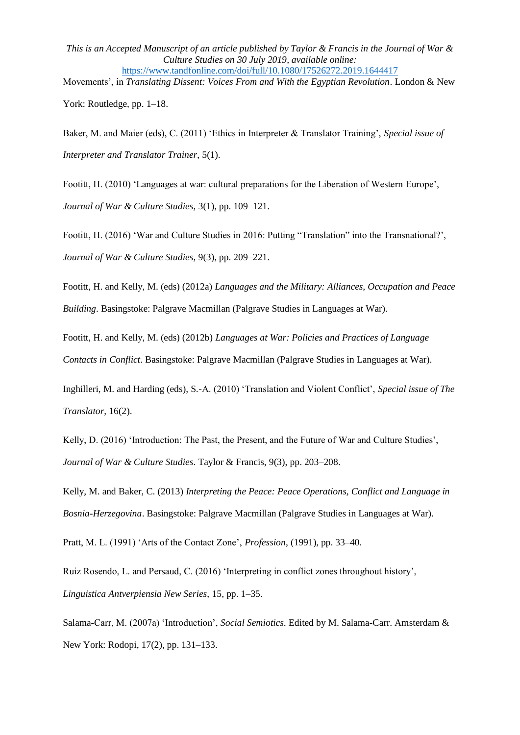Movements', in *Translating Dissent: Voices From and With the Egyptian Revolution*. London & New York: Routledge, pp. 1–18.

Baker, M. and Maier (eds), C. (2011) 'Ethics in Interpreter & Translator Training', *Special issue of Interpreter and Translator Trainer*, 5(1).

Footitt, H. (2010) 'Languages at war: cultural preparations for the Liberation of Western Europe', *Journal of War & Culture Studies*, 3(1), pp. 109–121.

Footitt, H. (2016) 'War and Culture Studies in 2016: Putting "Translation" into the Transnational?', *Journal of War & Culture Studies*, 9(3), pp. 209–221.

Footitt, H. and Kelly, M. (eds) (2012a) *Languages and the Military: Alliances, Occupation and Peace Building*. Basingstoke: Palgrave Macmillan (Palgrave Studies in Languages at War).

Footitt, H. and Kelly, M. (eds) (2012b) *Languages at War: Policies and Practices of Language Contacts in Conflict*. Basingstoke: Palgrave Macmillan (Palgrave Studies in Languages at War).

Inghilleri, M. and Harding (eds), S.-A. (2010) 'Translation and Violent Conflict', *Special issue of The Translator*, 16(2).

Kelly, D. (2016) 'Introduction: The Past, the Present, and the Future of War and Culture Studies', *Journal of War & Culture Studies*. Taylor & Francis, 9(3), pp. 203–208.

Kelly, M. and Baker, C. (2013) *Interpreting the Peace: Peace Operations, Conflict and Language in Bosnia-Herzegovina*. Basingstoke: Palgrave Macmillan (Palgrave Studies in Languages at War).

Pratt, M. L. (1991) 'Arts of the Contact Zone', *Profession*, (1991), pp. 33–40.

Ruiz Rosendo, L. and Persaud, C. (2016) 'Interpreting in conflict zones throughout history', *Linguistica Antverpiensia New Series*, 15, pp. 1–35.

Salama-Carr, M. (2007a) 'Introduction', *Social Semiotics*. Edited by M. Salama-Carr. Amsterdam & New York: Rodopi, 17(2), pp. 131–133.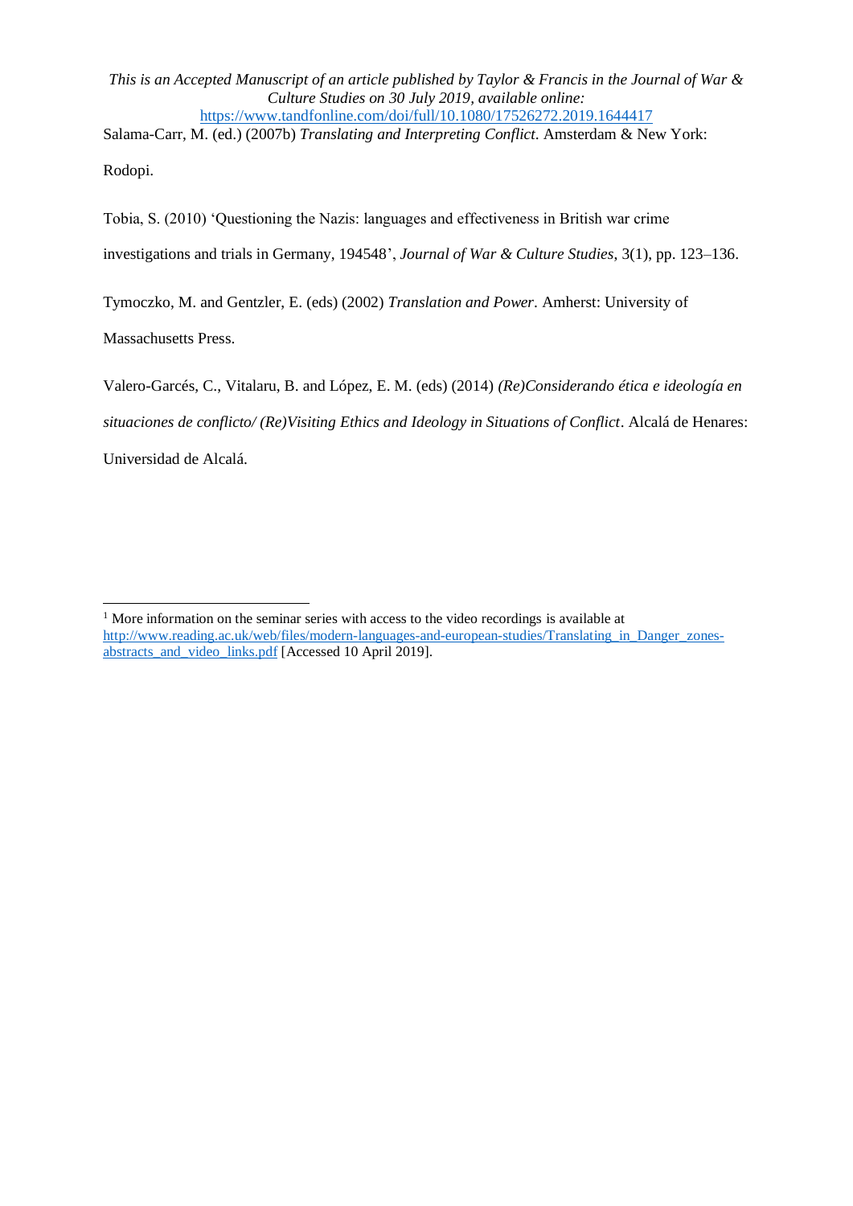Salama-Carr, M. (ed.) (2007b) *Translating and Interpreting Conflict*. Amsterdam & New York: Rodopi.

Tobia, S. (2010) 'Questioning the Nazis: languages and effectiveness in British war crime investigations and trials in Germany, 194548', *Journal of War & Culture Studies*, 3(1), pp. 123–136.

Tymoczko, M. and Gentzler, E. (eds) (2002) *Translation and Power*. Amherst: University of Massachusetts Press.

Valero-Garcés, C., Vitalaru, B. and López, E. M. (eds) (2014) *(Re)Considerando ética e ideología en situaciones de conflicto/ (Re)Visiting Ethics and Ideology in Situations of Conflict*. Alcalá de Henares: Universidad de Alcalá.

---

[1] More information on the seminar series with access to the video recordings is available at http://www.reading.ac.uk/web/files/modern-languages-and-european-studies/Translating_in_Danger_zones-abstracts_and_video_links.pdf [Accessed 10 April 2019].